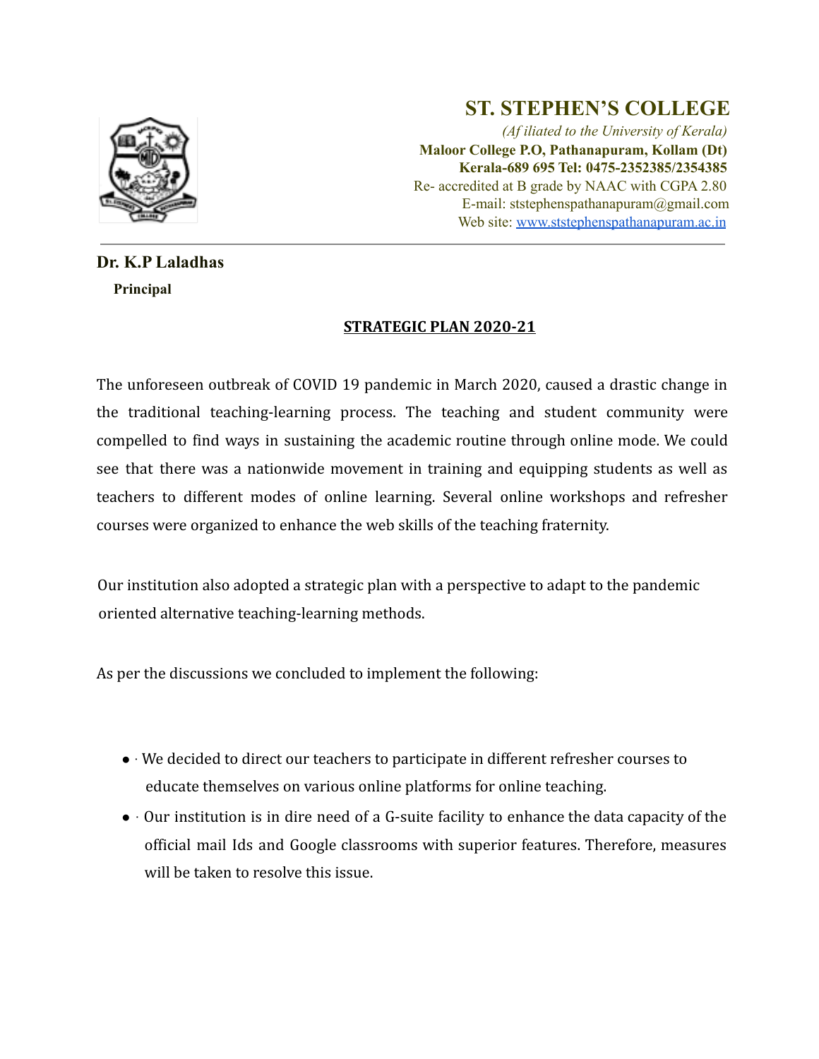# ST. STEPHEN'S COLLEGE

*(Af iliated to the University of Kerala)*

**Maloor College P.O, Pathanapuram, Kollam (Dt)**
**Kerala-689 695 Tel: 0475-2352385/2354385**

Re- accredited at B grade by NAAC with CGPA 2.80
E-mail: ststephenspathanapuram@gmail.com
Web site: www.ststephenspathanapuram.ac.in

---

**Dr. K.P Laladhas**
**Principal**

**STRATEGIC PLAN 2020-21**

The unforeseen outbreak of COVID 19 pandemic in March 2020, caused a drastic change in the traditional teaching-learning process. The teaching and student community were compelled to find ways in sustaining the academic routine through online mode. We could see that there was a nationwide movement in training and equipping students as well as teachers to different modes of online learning. Several online workshops and refresher courses were organized to enhance the web skills of the teaching fraternity.

Our institution also adopted a strategic plan with a perspective to adapt to the pandemic oriented alternative teaching-learning methods.

As per the discussions we concluded to implement the following:

- · We decided to direct our teachers to participate in different refresher courses to educate themselves on various online platforms for online teaching.
- · Our institution is in dire need of a G-suite facility to enhance the data capacity of the official mail Ids and Google classrooms with superior features. Therefore, measures will be taken to resolve this issue.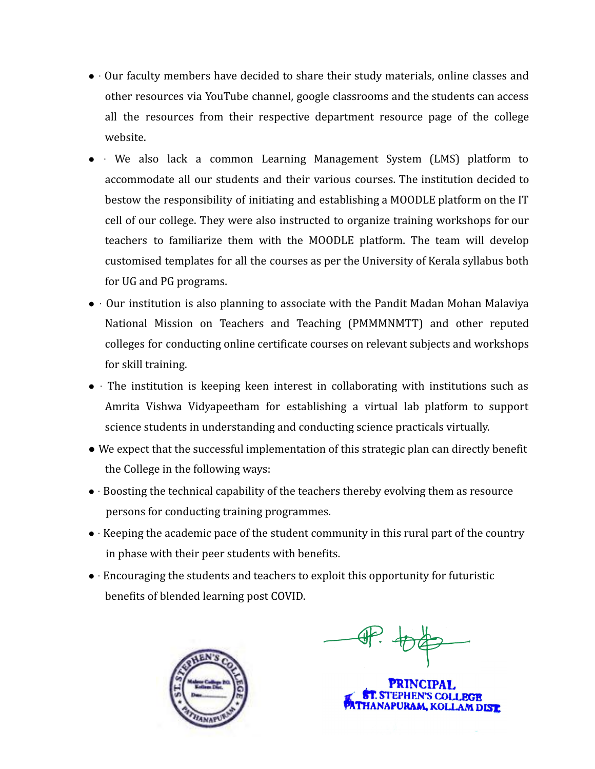- · Our faculty members have decided to share their study materials, online classes and other resources via YouTube channel, google classrooms and the students can access all the resources from their respective department resource page of the college website.
- · We also lack a common Learning Management System (LMS) platform to accommodate all our students and their various courses. The institution decided to bestow the responsibility of initiating and establishing a MOODLE platform on the IT cell of our college. They were also instructed to organize training workshops for our teachers to familiarize them with the MOODLE platform. The team will develop customised templates for all the courses as per the University of Kerala syllabus both for UG and PG programs.
- · Our institution is also planning to associate with the Pandit Madan Mohan Malaviya National Mission on Teachers and Teaching (PMMMNMTT) and other reputed colleges for conducting online certificate courses on relevant subjects and workshops for skill training.
- · The institution is keeping keen interest in collaborating with institutions such as Amrita Vishwa Vidyapeetham for establishing a virtual lab platform to support science students in understanding and conducting science practicals virtually.
- We expect that the successful implementation of this strategic plan can directly benefit the College in the following ways:
- · Boosting the technical capability of the teachers thereby evolving them as resource persons for conducting training programmes.
- · Keeping the academic pace of the student community in this rural part of the country in phase with their peer students with benefits.
- · Encouraging the students and teachers to exploit this opportunity for futuristic benefits of blended learning post COVID.

ST. STEPHEN'S COLLEGE
Maloor College P.O.
Kollam Dist.
Date..........
PATHANAPURAM

**PRINCIPAL**
**ST. STEPHEN'S COLLEGE**
**PATHANAPURAM, KOLLAM DIST.**